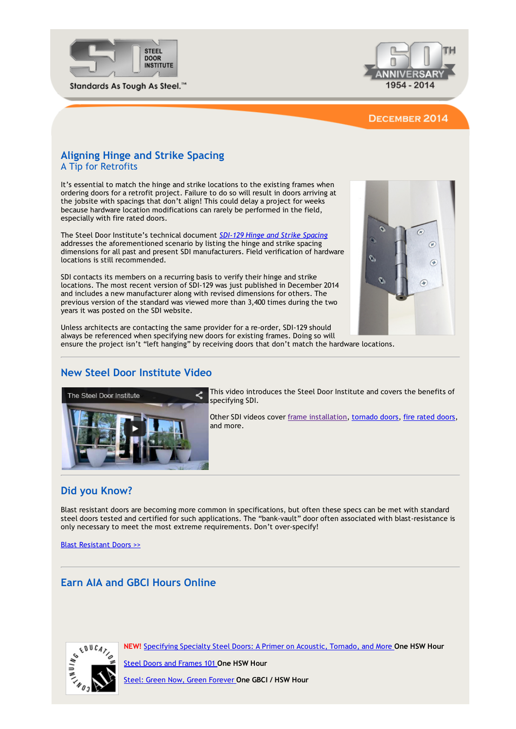STEEL DOOR INSTITUTE

Standards As Tough As Steel.™

60TH ANNIVERSARY 1954 - 2014

DECEMBER 2014

## Aligning Hinge and Strike Spacing

### A Tip for Retrofits

It's essential to match the hinge and strike locations to the existing frames when ordering doors for a retrofit project. Failure to do so will result in doors arriving at the jobsite with spacings that don't align! This could delay a project for weeks because hardware location modifications can rarely be performed in the field, especially with fire rated doors.

The Steel Door Institute's technical document *SDI-129 Hinge and Strike Spacing* addresses the aforementioned scenario by listing the hinge and strike spacing dimensions for all past and present SDI manufacturers. Field verification of hardware locations is still recommended.

SDI contacts its members on a recurring basis to verify their hinge and strike locations. The most recent version of SDI-129 was just published in December 2014 and includes a new manufacturer along with revised dimensions for others. The previous version of the standard was viewed more than 3,400 times during the two years it was posted on the SDI website.

Unless architects are contacting the same provider for a re-order, SDI-129 should always be referenced when specifying new doors for existing frames. Doing so will ensure the project isn't "left hanging" by receiving doors that don't match the hardware locations.

## New Steel Door Institute Video

The Steel Door Institute

This video introduces the Steel Door Institute and covers the benefits of specifying SDI.

Other SDI videos cover frame installation, tornado doors, fire rated doors, and more.

## Did you Know?

Blast resistant doors are becoming more common in specifications, but often these specs can be met with standard steel doors tested and certified for such applications. The "bank-vault" door often associated with blast-resistance is only necessary to meet the most extreme requirements. Don't over-specify!

Blast Resistant Doors >>

## Earn AIA and GBCI Hours Online

NEW! Specifying Specialty Steel Doors: A Primer on Acoustic, Tornado, and More **One HSW Hour**

Steel Doors and Frames 101 **One HSW Hour**

Steel: Green Now, Green Forever **One GBCI / HSW Hour**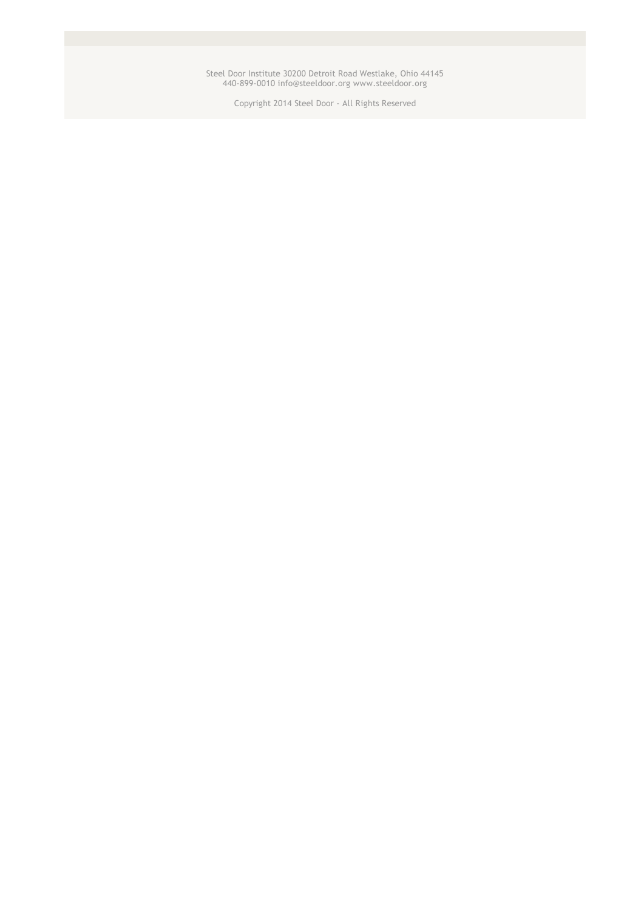Steel Door Institute 30200 Detroit Road Westlake, Ohio 44145
440-899-0010 info@steeldoor.org www.steeldoor.org

Copyright 2014 Steel Door - All Rights Reserved